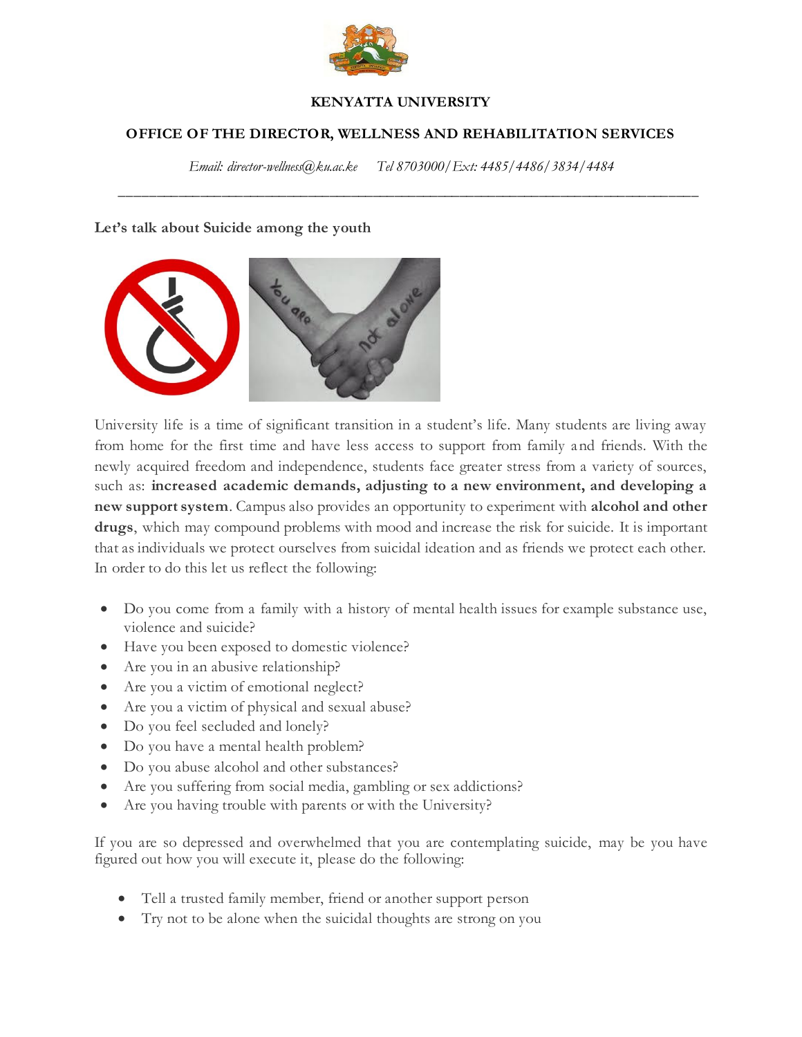**KENYATTA UNIVERSITY**

**OFFICE OF THE DIRECTOR, WELLNESS AND REHABILITATION SERVICES**

*Email: director-wellness@ku.ac.ke* *Tel 8703000/Ext: 4485/4486/3834/4484*

---

**Let's talk about Suicide among the youth**

University life is a time of significant transition in a student's life. Many students are living away from home for the first time and have less access to support from family and friends. With the newly acquired freedom and independence, students face greater stress from a variety of sources, such as: **increased academic demands, adjusting to a new environment, and developing a new support system**. Campus also provides an opportunity to experiment with **alcohol and other drugs**, which may compound problems with mood and increase the risk for suicide. It is important that as individuals we protect ourselves from suicidal ideation and as friends we protect each other. In order to do this let us reflect the following:

- Do you come from a family with a history of mental health issues for example substance use, violence and suicide?
- Have you been exposed to domestic violence?
- Are you in an abusive relationship?
- Are you a victim of emotional neglect?
- Are you a victim of physical and sexual abuse?
- Do you feel secluded and lonely?
- Do you have a mental health problem?
- Do you abuse alcohol and other substances?
- Are you suffering from social media, gambling or sex addictions?
- Are you having trouble with parents or with the University?

If you are so depressed and overwhelmed that you are contemplating suicide, may be you have figured out how you will execute it, please do the following:

- Tell a trusted family member, friend or another support person
- Try not to be alone when the suicidal thoughts are strong on you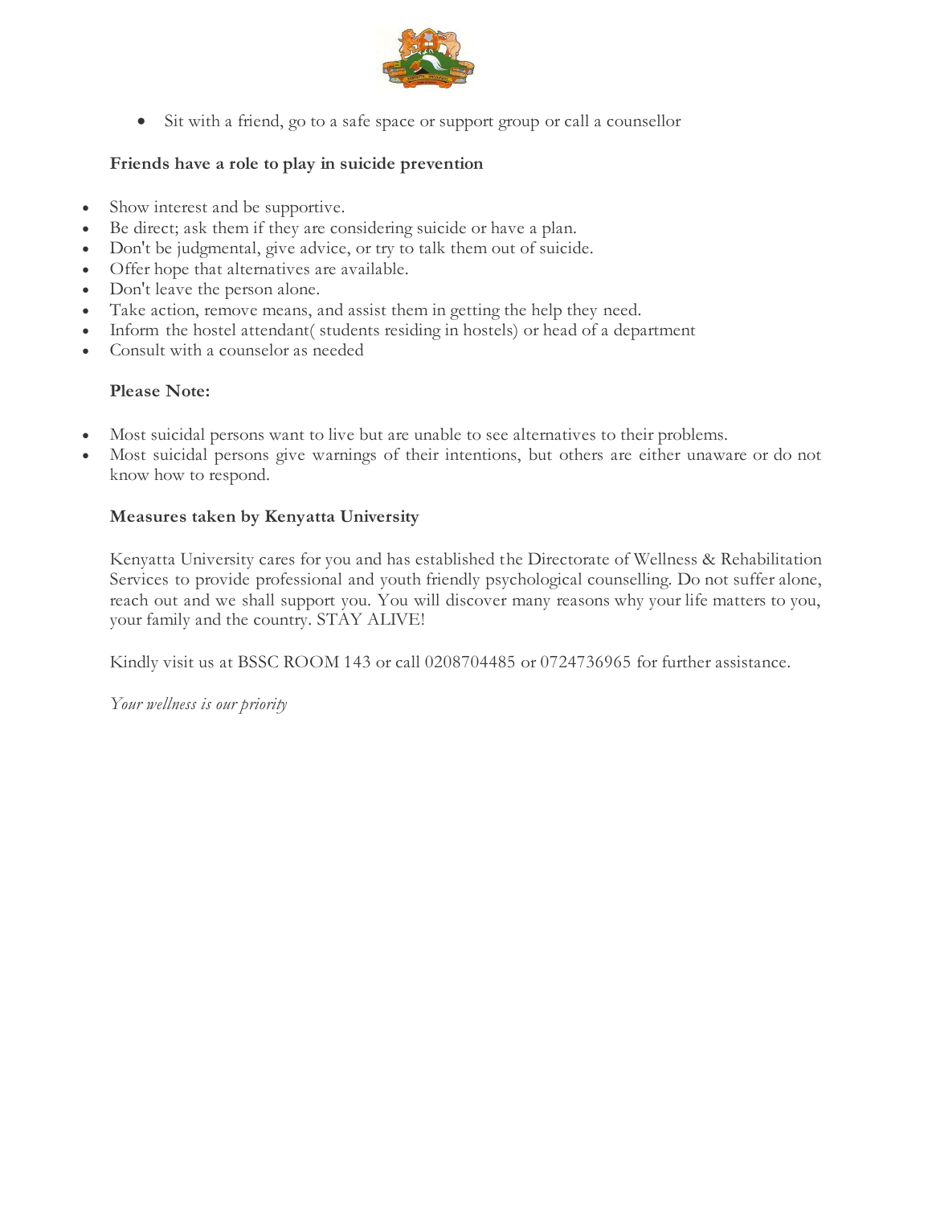- Sit with a friend, go to a safe space or support group or call a counsellor

**Friends have a role to play in suicide prevention**

- Show interest and be supportive.
- Be direct; ask them if they are considering suicide or have a plan.
- Don't be judgmental, give advice, or try to talk them out of suicide.
- Offer hope that alternatives are available.
- Don't leave the person alone.
- Take action, remove means, and assist them in getting the help they need.
- Inform the hostel attendant( students residing in hostels) or head of a department
- Consult with a counselor as needed

**Please Note:**

- Most suicidal persons want to live but are unable to see alternatives to their problems.
- Most suicidal persons give warnings of their intentions, but others are either unaware or do not know how to respond.

**Measures taken by Kenyatta University**

Kenyatta University cares for you and has established the Directorate of Wellness & Rehabilitation Services to provide professional and youth friendly psychological counselling. Do not suffer alone, reach out and we shall support you. You will discover many reasons why your life matters to you, your family and the country. STAY ALIVE!

Kindly visit us at BSSC ROOM 143 or call 0208704485 or 0724736965 for further assistance.

*Your wellness is our priority*